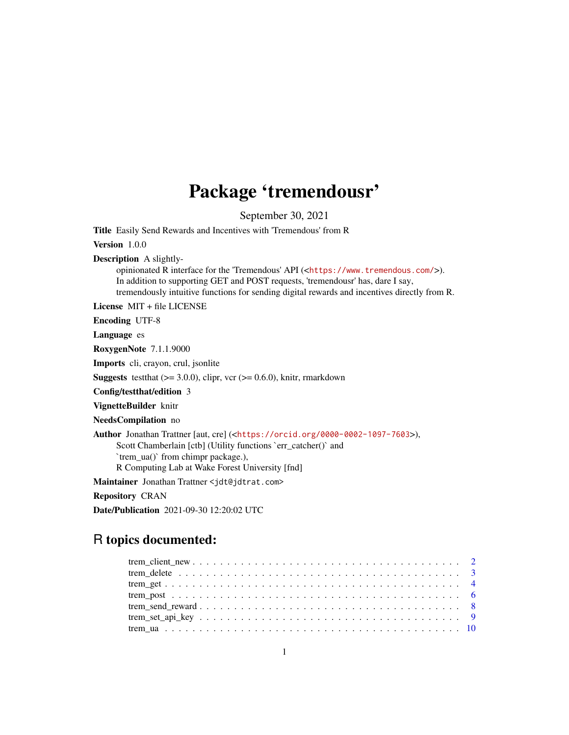# Package 'tremendousr'

September 30, 2021

**Title** Easily Send Rewards and Incentives with 'Tremendous' from R

**Version** 1.0.0

**Description** A slightly-opinionated R interface for the 'Tremendous' API (<https://www.tremendous.com/>). In addition to supporting GET and POST requests, 'tremendousr' has, dare I say, tremendously intuitive functions for sending digital rewards and incentives directly from R.

**License** MIT + file LICENSE

**Encoding** UTF-8

**Language** es

**RoxygenNote** 7.1.1.9000

**Imports** cli, crayon, crul, jsonlite

**Suggests** testthat (>= 3.0.0), clipr, vcr (>= 0.6.0), knitr, rmarkdown

**Config/testthat/edition** 3

**VignetteBuilder** knitr

**NeedsCompilation** no

**Author** Jonathan Trattner [aut, cre] (<https://orcid.org/0000-0002-1097-7603>), Scott Chamberlain [ctb] (Utility functions `err_catcher()` and `trem_ua()` from chimpr package.), R Computing Lab at Wake Forest University [fnd]

**Maintainer** Jonathan Trattner <jdt@jdtrat.com>

**Repository** CRAN

**Date/Publication** 2021-09-30 12:20:02 UTC

## R topics documented:

- trem_client_new . . . . . . . . . . 2
- trem_delete . . . . . . . . . . 3
- trem_get . . . . . . . . . . 4
- trem_post . . . . . . . . . . 6
- trem_send_reward . . . . . . . . . . 8
- trem_set_api_key . . . . . . . . . . 9
- trem_ua . . . . . . . . . . 10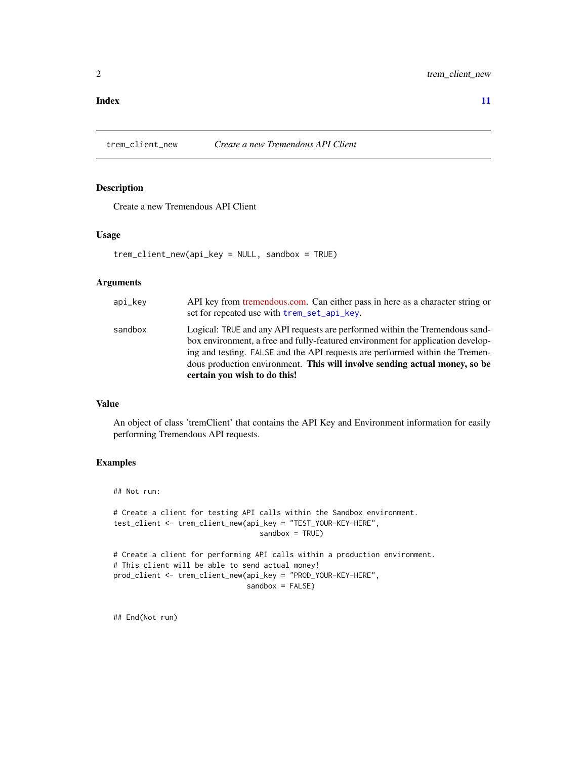**Index** **11**

---

`trem_client_new` *Create a new Tremendous API Client*

---

### Description

Create a new Tremendous API Client

### Usage

```
trem_client_new(api_key = NULL, sandbox = TRUE)
```

### Arguments

| | |
|---|---|
| `api_key` | API key from tremendous.com. Can either pass in here as a character string or set for repeated use with `trem_set_api_key`. |
| `sandbox` | Logical: `TRUE` and any API requests are performed within the Tremendous sandbox environment, a free and fully-featured environment for application developing and testing. `FALSE` and the API requests are performed within the Tremendous production environment. **This will involve sending actual money, so be certain you wish to do this!** |

### Value

An object of class 'tremClient' that contains the API Key and Environment information for easily performing Tremendous API requests.

### Examples

```
## Not run:

# Create a client for testing API calls within the Sandbox environment.
test_client <- trem_client_new(api_key = "TEST_YOUR-KEY-HERE",
                               sandbox = TRUE)

# Create a client for performing API calls within a production environment.
# This client will be able to send actual money!
prod_client <- trem_client_new(api_key = "PROD_YOUR-KEY-HERE",
                               sandbox = FALSE)


## End(Not run)
```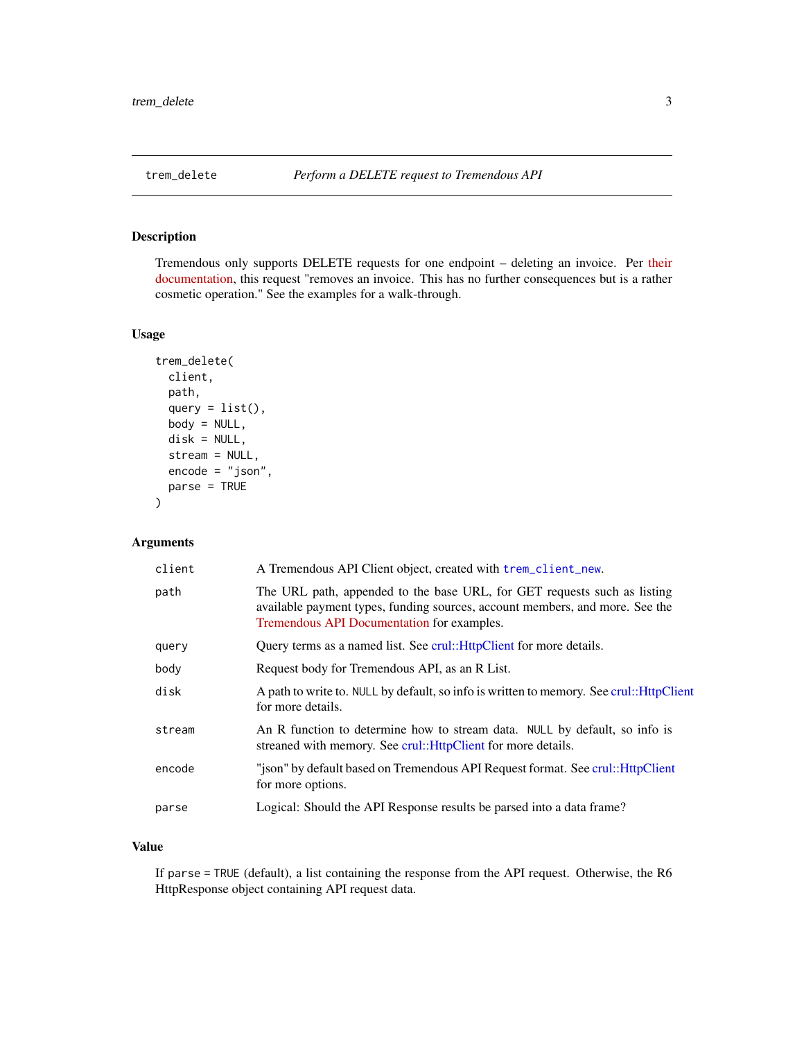## trem_delete — *Perform a DELETE request to Tremendous API*

### Description

Tremendous only supports DELETE requests for one endpoint – deleting an invoice. Per their documentation, this request "removes an invoice. This has no further consequences but is a rather cosmetic operation." See the examples for a walk-through.

### Usage

```
trem_delete(
  client,
  path,
  query = list(),
  body = NULL,
  disk = NULL,
  stream = NULL,
  encode = "json",
  parse = TRUE
)
```

### Arguments

| Argument | Description |
| --- | --- |
| `client` | A Tremendous API Client object, created with `trem_client_new`. |
| `path` | The URL path, appended to the base URL, for GET requests such as listing available payment types, funding sources, account members, and more. See the Tremendous API Documentation for examples. |
| `query` | Query terms as a named list. See crul::HttpClient for more details. |
| `body` | Request body for Tremendous API, as an R List. |
| `disk` | A path to write to. `NULL` by default, so info is written to memory. See crul::HttpClient for more details. |
| `stream` | An R function to determine how to stream data. `NULL` by default, so info is streaned with memory. See crul::HttpClient for more details. |
| `encode` | "json" by default based on Tremendous API Request format. See crul::HttpClient for more options. |
| `parse` | Logical: Should the API Response results be parsed into a data frame? |

### Value

If `parse = TRUE` (default), a list containing the response from the API request. Otherwise, the R6 HttpResponse object containing API request data.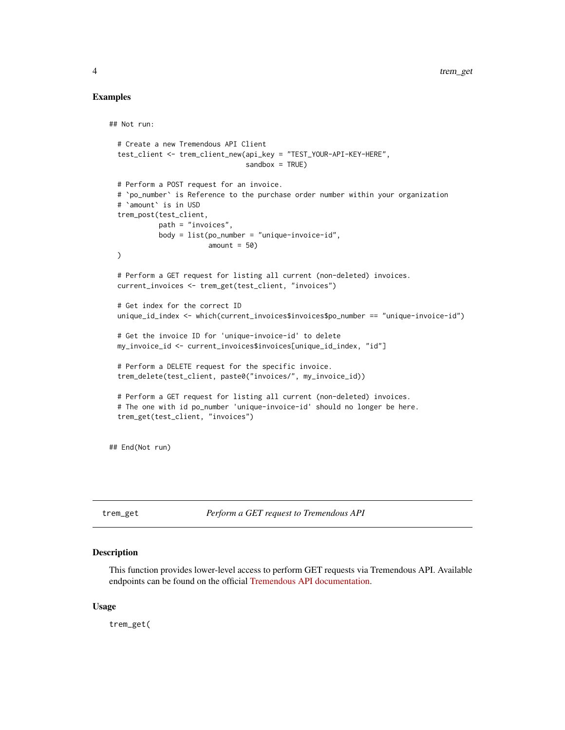### Examples

```
## Not run:

  # Create a new Tremendous API Client
  test_client <- trem_client_new(api_key = "TEST_YOUR-API-KEY-HERE",
                                 sandbox = TRUE)

  # Perform a POST request for an invoice.
  # `po_number` is Reference to the purchase order number within your organization
  # `amount` is in USD
  trem_post(test_client,
            path = "invoices",
            body = list(po_number = "unique-invoice-id",
                        amount = 50)
  )

  # Perform a GET request for listing all current (non-deleted) invoices.
  current_invoices <- trem_get(test_client, "invoices")

  # Get index for the correct ID
  unique_id_index <- which(current_invoices$invoices$po_number == "unique-invoice-id")

  # Get the invoice ID for 'unique-invoice-id' to delete
  my_invoice_id <- current_invoices$invoices[unique_id_index, "id"]

  # Perform a DELETE request for the specific invoice.
  trem_delete(test_client, paste0("invoices/", my_invoice_id))

  # Perform a GET request for listing all current (non-deleted) invoices.
  # The one with id po_number 'unique-invoice-id' should no longer be here.
  trem_get(test_client, "invoices")


## End(Not run)
```

---

## trem_get — *Perform a GET request to Tremendous API*

---

### Description

This function provides lower-level access to perform GET requests via Tremendous API. Available endpoints can be found on the official Tremendous API documentation.

### Usage

```
trem_get(
```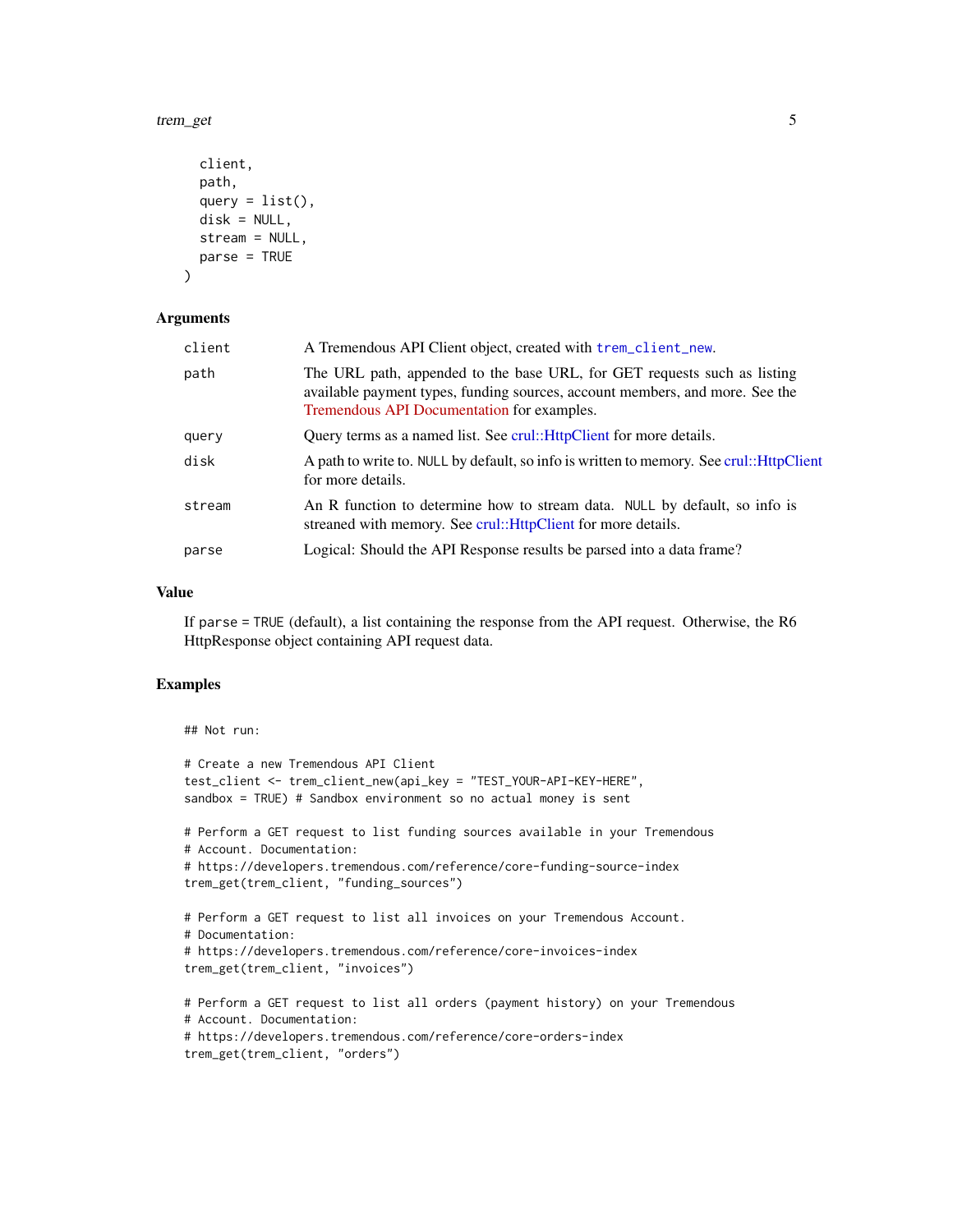```
  client,
  path,
  query = list(),
  disk = NULL,
  stream = NULL,
  parse = TRUE
)
```

## Arguments

| | |
|---|---|
| client | A Tremendous API Client object, created with `trem_client_new`. |
| path | The URL path, appended to the base URL, for GET requests such as listing available payment types, funding sources, account members, and more. See the Tremendous API Documentation for examples. |
| query | Query terms as a named list. See crul::HttpClient for more details. |
| disk | A path to write to. NULL by default, so info is written to memory. See crul::HttpClient for more details. |
| stream | An R function to determine how to stream data. NULL by default, so info is streaned with memory. See crul::HttpClient for more details. |
| parse | Logical: Should the API Response results be parsed into a data frame? |

## Value

If parse = TRUE (default), a list containing the response from the API request. Otherwise, the R6 HttpResponse object containing API request data.

## Examples

```
## Not run:

# Create a new Tremendous API Client
test_client <- trem_client_new(api_key = "TEST_YOUR-API-KEY-HERE",
sandbox = TRUE) # Sandbox environment so no actual money is sent

# Perform a GET request to list funding sources available in your Tremendous
# Account. Documentation:
# https://developers.tremendous.com/reference/core-funding-source-index
trem_get(trem_client, "funding_sources")

# Perform a GET request to list all invoices on your Tremendous Account.
# Documentation:
# https://developers.tremendous.com/reference/core-invoices-index
trem_get(trem_client, "invoices")

# Perform a GET request to list all orders (payment history) on your Tremendous
# Account. Documentation:
# https://developers.tremendous.com/reference/core-orders-index
trem_get(trem_client, "orders")
```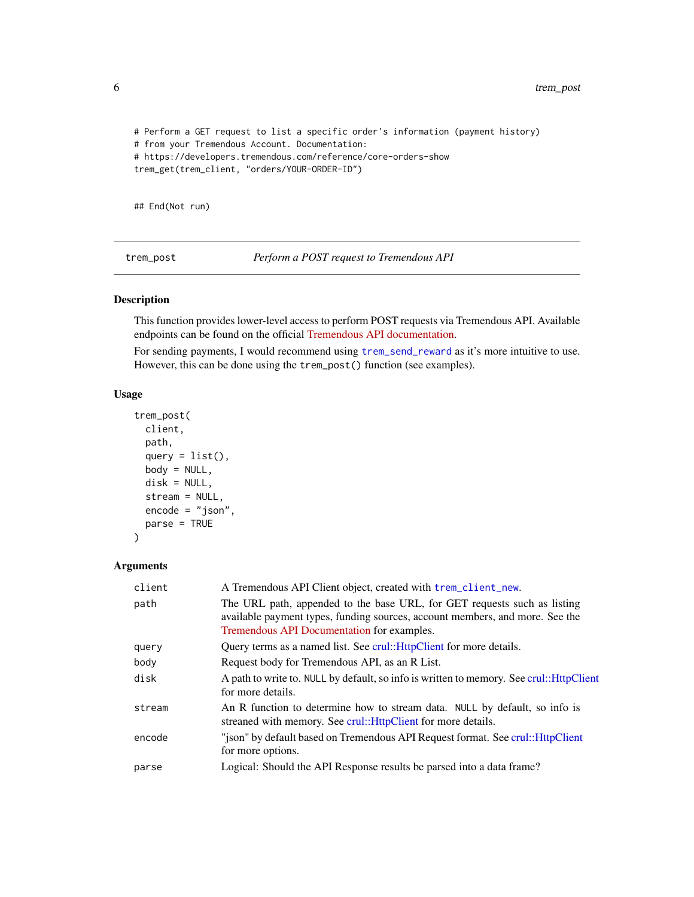```
# Perform a GET request to list a specific order's information (payment history)
# from your Tremendous Account. Documentation:
# https://developers.tremendous.com/reference/core-orders-show
trem_get(trem_client, "orders/YOUR-ORDER-ID")


## End(Not run)
```

## trem_post — *Perform a POST request to Tremendous API*

### Description

This function provides lower-level access to perform POST requests via Tremendous API. Available endpoints can be found on the official Tremendous API documentation.

For sending payments, I would recommend using `trem_send_reward` as it's more intuitive to use. However, this can be done using the `trem_post()` function (see examples).

### Usage

```
trem_post(
  client,
  path,
  query = list(),
  body = NULL,
  disk = NULL,
  stream = NULL,
  encode = "json",
  parse = TRUE
)
```

### Arguments

| | |
|---|---|
| `client` | A Tremendous API Client object, created with `trem_client_new`. |
| `path` | The URL path, appended to the base URL, for GET requests such as listing available payment types, funding sources, account members, and more. See the Tremendous API Documentation for examples. |
| `query` | Query terms as a named list. See crul::HttpClient for more details. |
| `body` | Request body for Tremendous API, as an R List. |
| `disk` | A path to write to. `NULL` by default, so info is written to memory. See crul::HttpClient for more details. |
| `stream` | An R function to determine how to stream data. `NULL` by default, so info is streaned with memory. See crul::HttpClient for more details. |
| `encode` | "json" by default based on Tremendous API Request format. See crul::HttpClient for more options. |
| `parse` | Logical: Should the API Response results be parsed into a data frame? |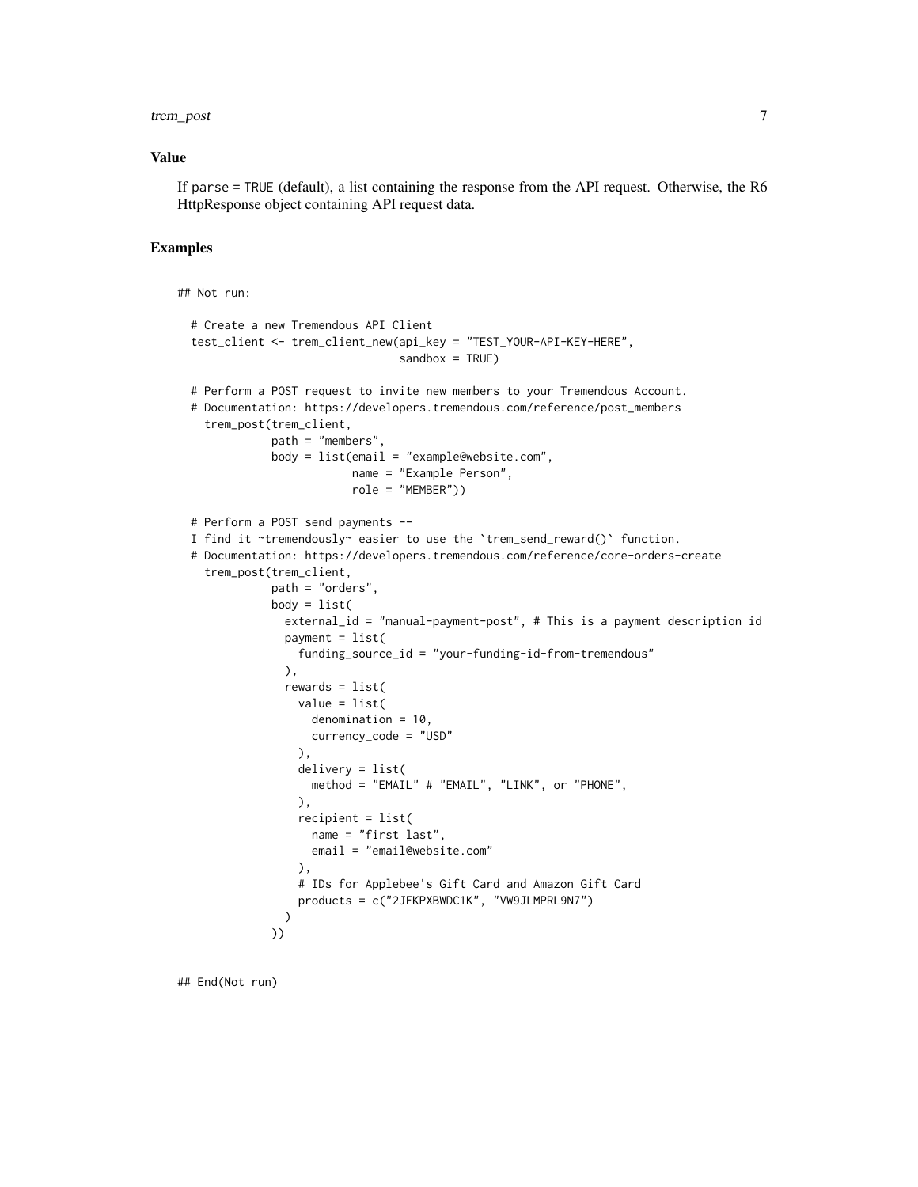## Value

If `parse = TRUE` (default), a list containing the response from the API request. Otherwise, the R6 HttpResponse object containing API request data.

## Examples

```
## Not run:

  # Create a new Tremendous API Client
  test_client <- trem_client_new(api_key = "TEST_YOUR-API-KEY-HERE",
                                 sandbox = TRUE)

  # Perform a POST request to invite new members to your Tremendous Account.
  # Documentation: https://developers.tremendous.com/reference/post_members
    trem_post(trem_client,
              path = "members",
              body = list(email = "example@website.com",
                          name = "Example Person",
                          role = "MEMBER"))

  # Perform a POST send payments --
  I find it ~tremendously~ easier to use the `trem_send_reward()` function.
  # Documentation: https://developers.tremendous.com/reference/core-orders-create
    trem_post(trem_client,
              path = "orders",
              body = list(
                external_id = "manual-payment-post", # This is a payment description id
                payment = list(
                  funding_source_id = "your-funding-id-from-tremendous"
                ),
                rewards = list(
                  value = list(
                    denomination = 10,
                    currency_code = "USD"
                  ),
                  delivery = list(
                    method = "EMAIL" # "EMAIL", "LINK", or "PHONE",
                  ),
                  recipient = list(
                    name = "first last",
                    email = "email@website.com"
                  ),
                  # IDs for Applebee's Gift Card and Amazon Gift Card
                  products = c("2JFKPXBWDC1K", "VW9JLMPRL9N7")
                )
              ))

## End(Not run)
```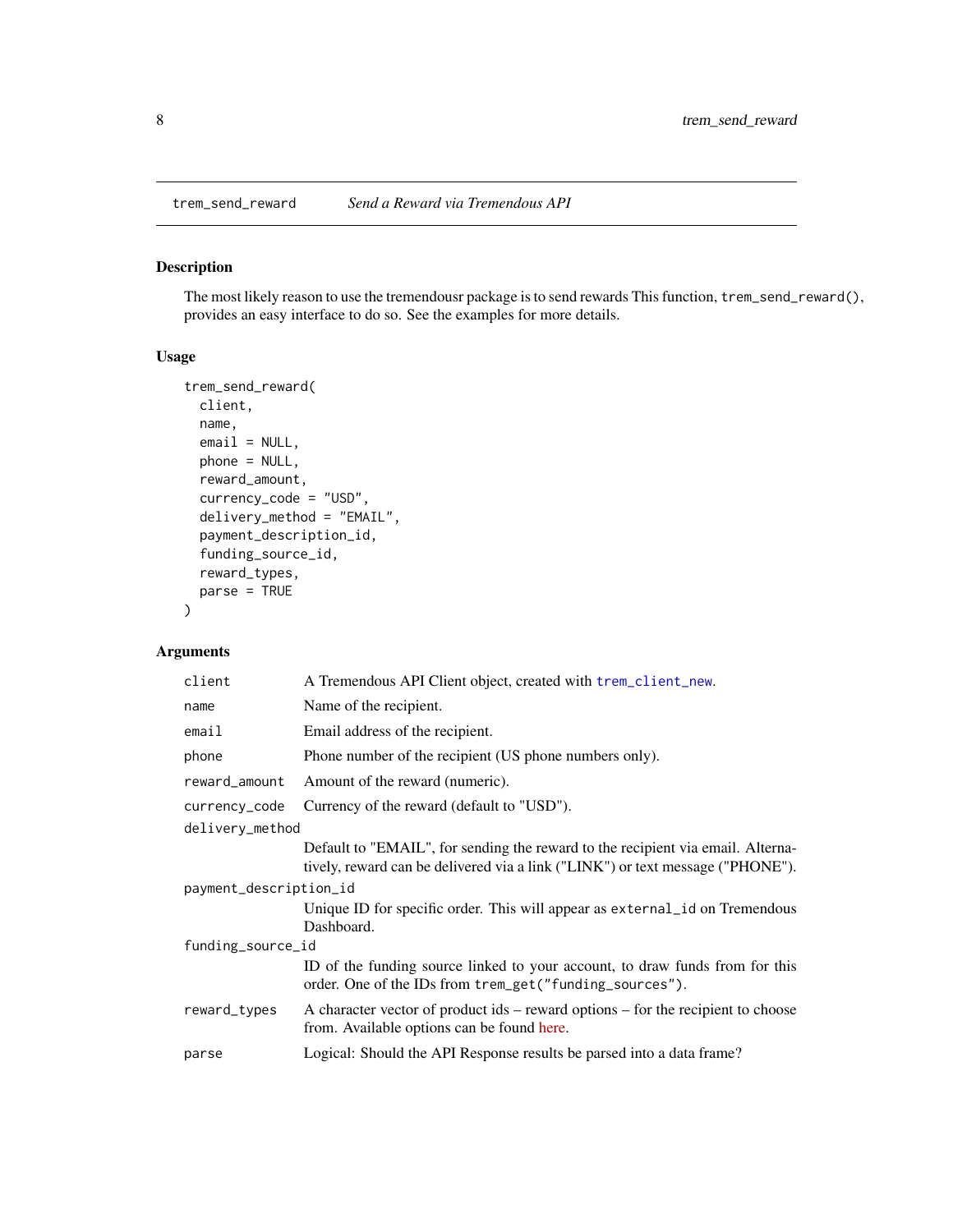## trem_send_reward — *Send a Reward via Tremendous API*

### Description

The most likely reason to use the tremendousr package is to send rewards This function, `trem_send_reward()`, provides an easy interface to do so. See the examples for more details.

### Usage

```
trem_send_reward(
  client,
  name,
  email = NULL,
  phone = NULL,
  reward_amount,
  currency_code = "USD",
  delivery_method = "EMAIL",
  payment_description_id,
  funding_source_id,
  reward_types,
  parse = TRUE
)
```

### Arguments

| Argument | Description |
|---|---|
| `client` | A Tremendous API Client object, created with `trem_client_new`. |
| `name` | Name of the recipient. |
| `email` | Email address of the recipient. |
| `phone` | Phone number of the recipient (US phone numbers only). |
| `reward_amount` | Amount of the reward (numeric). |
| `currency_code` | Currency of the reward (default to "USD"). |
| `delivery_method` | Default to "EMAIL", for sending the reward to the recipient via email. Alternatively, reward can be delivered via a link ("LINK") or text message ("PHONE"). |
| `payment_description_id` | Unique ID for specific order. This will appear as `external_id` on Tremendous Dashboard. |
| `funding_source_id` | ID of the funding source linked to your account, to draw funds from for this order. One of the IDs from `trem_get("funding_sources")`. |
| `reward_types` | A character vector of product ids – reward options – for the recipient to choose from. Available options can be found here. |
| `parse` | Logical: Should the API Response results be parsed into a data frame? |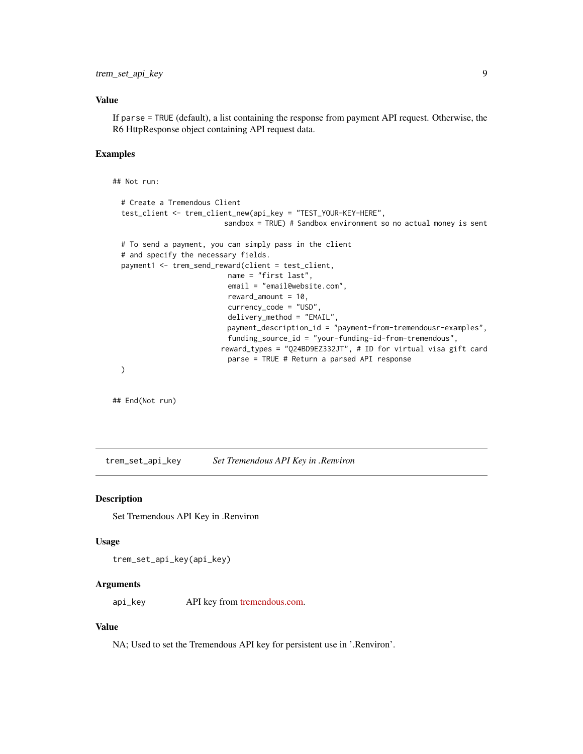### Value

If `parse = TRUE` (default), a list containing the response from payment API request. Otherwise, the R6 HttpResponse object containing API request data.

### Examples

```
## Not run:

  # Create a Tremendous Client
  test_client <- trem_client_new(api_key = "TEST_YOUR-KEY-HERE",
                                sandbox = TRUE) # Sandbox environment so no actual money is sent

  # To send a payment, you can simply pass in the client
  # and specify the necessary fields.
  payment1 <- trem_send_reward(client = test_client,
                               name = "first last",
                               email = "email@website.com",
                               reward_amount = 10,
                               currency_code = "USD",
                               delivery_method = "EMAIL",
                               payment_description_id = "payment-from-tremendousr-examples",
                               funding_source_id = "your-funding-id-from-tremendous",
                             reward_types = "Q24BD9EZ332JT", # ID for virtual visa gift card
                               parse = TRUE # Return a parsed API response
  )


## End(Not run)
```

---

## trem_set_api_key &nbsp;&nbsp;&nbsp;&nbsp; *Set Tremendous API Key in .Renviron*

### Description

Set Tremendous API Key in .Renviron

### Usage

```
trem_set_api_key(api_key)
```

### Arguments

| | |
|---|---|
| `api_key` | API key from tremendous.com. |

### Value

NA; Used to set the Tremendous API key for persistent use in '.Renviron'.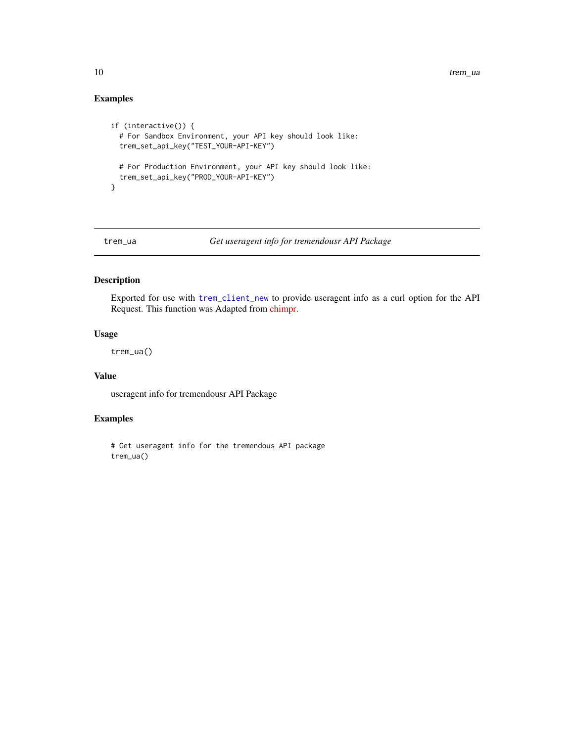## Examples

```
if (interactive()) {
  # For Sandbox Environment, your API key should look like:
  trem_set_api_key("TEST_YOUR-API-KEY")

  # For Production Environment, your API key should look like:
  trem_set_api_key("PROD_YOUR-API-KEY")
}
```

---

# trem_ua *Get useragent info for tremendousr API Package*

---

## Description

Exported for use with `trem_client_new` to provide useragent info as a curl option for the API Request. This function was Adapted from chimpr.

## Usage

```
trem_ua()
```

## Value

useragent info for tremendousr API Package

## Examples

```
# Get useragent info for the tremendous API package
trem_ua()
```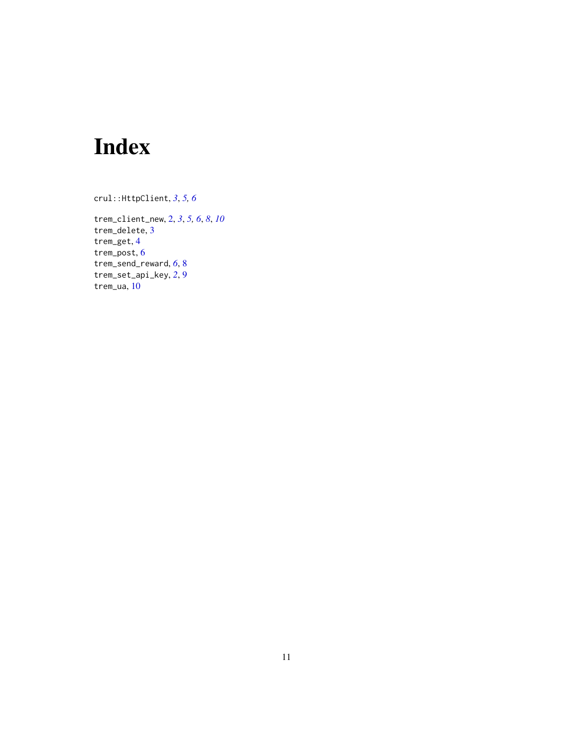# Index

crul::HttpClient, *3*, *5, 6*

trem_client_new, 2, *3*, *5, 6*, *8*, *10*
trem_delete, 3
trem_get, 4
trem_post, 6
trem_send_reward, *6*, 8
trem_set_api_key, *2*, 9
trem_ua, 10